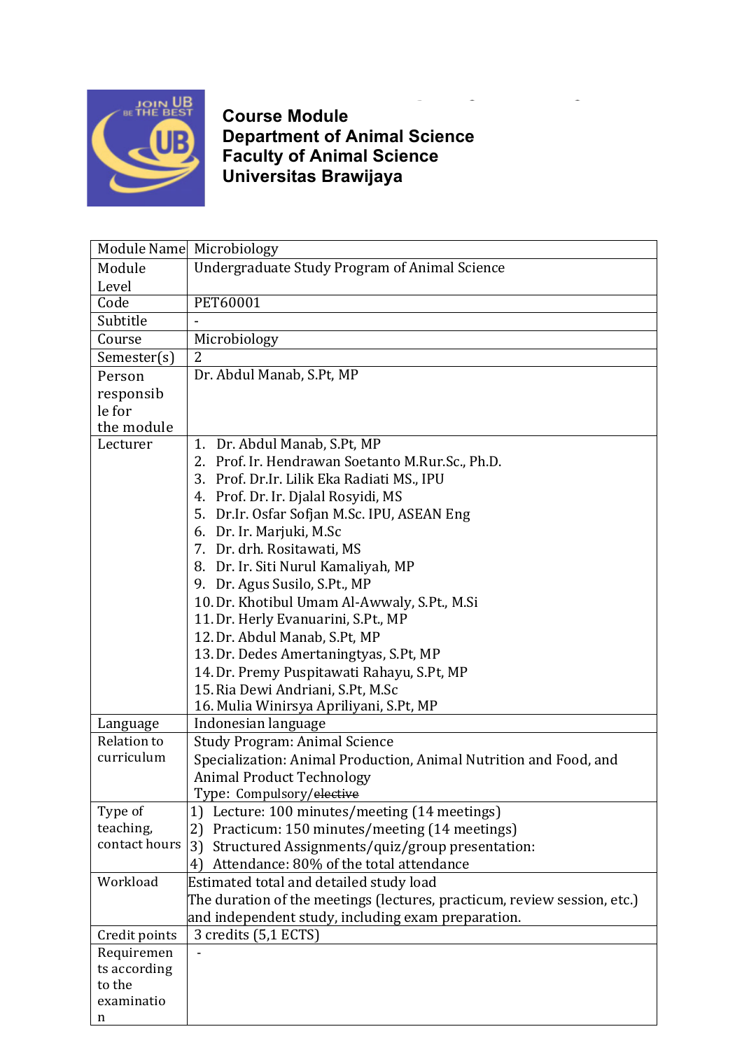# Course Module
## Department of Animal Science
## Faculty of Animal Science
## Universitas Brawijaya

| Module Name | Microbiology |
|---|---|
| Module Level | Undergraduate Study Program of Animal Science |
| Code | PET60001 |
| Subtitle | - |
| Course | Microbiology |
| Semester(s) | 2 |
| Person responsible for the module | Dr. Abdul Manab, S.Pt, MP |
| Lecturer | 1. Dr. Abdul Manab, S.Pt, MP<br>2. Prof. Ir. Hendrawan Soetanto M.Rur.Sc., Ph.D.<br>3. Prof. Dr.Ir. Lilik Eka Radiati MS., IPU<br>4. Prof. Dr. Ir. Djalal Rosyidi, MS<br>5. Dr.Ir. Osfar Sofjan M.Sc. IPU, ASEAN Eng<br>6. Dr. Ir. Marjuki, M.Sc<br>7. Dr. drh. Rositawati, MS<br>8. Dr. Ir. Siti Nurul Kamaliyah, MP<br>9. Dr. Agus Susilo, S.Pt., MP<br>10. Dr. Khotibul Umam Al-Awwaly, S.Pt., M.Si<br>11. Dr. Herly Evanuarini, S.Pt., MP<br>12. Dr. Abdul Manab, S.Pt, MP<br>13. Dr. Dedes Amertaningtyas, S.Pt, MP<br>14. Dr. Premy Puspitawati Rahayu, S.Pt, MP<br>15. Ria Dewi Andriani, S.Pt, M.Sc<br>16. Mulia Winirsya Apriliyani, S.Pt, MP |
| Language | Indonesian language |
| Relation to curriculum | Study Program: Animal Science<br>Specialization: Animal Production, Animal Nutrition and Food, and Animal Product Technology<br>Type: Compulsory/~~elective~~ |
| Type of teaching, contact hours | 1) Lecture: 100 minutes/meeting (14 meetings)<br>2) Practicum: 150 minutes/meeting (14 meetings)<br>3) Structured Assignments/quiz/group presentation:<br>4) Attendance: 80% of the total attendance |
| Workload | Estimated total and detailed study load<br>The duration of the meetings (lectures, practicum, review session, etc.) and independent study, including exam preparation. |
| Credit points | 3 credits (5,1 ECTS) |
| Requirements according to the examination | - |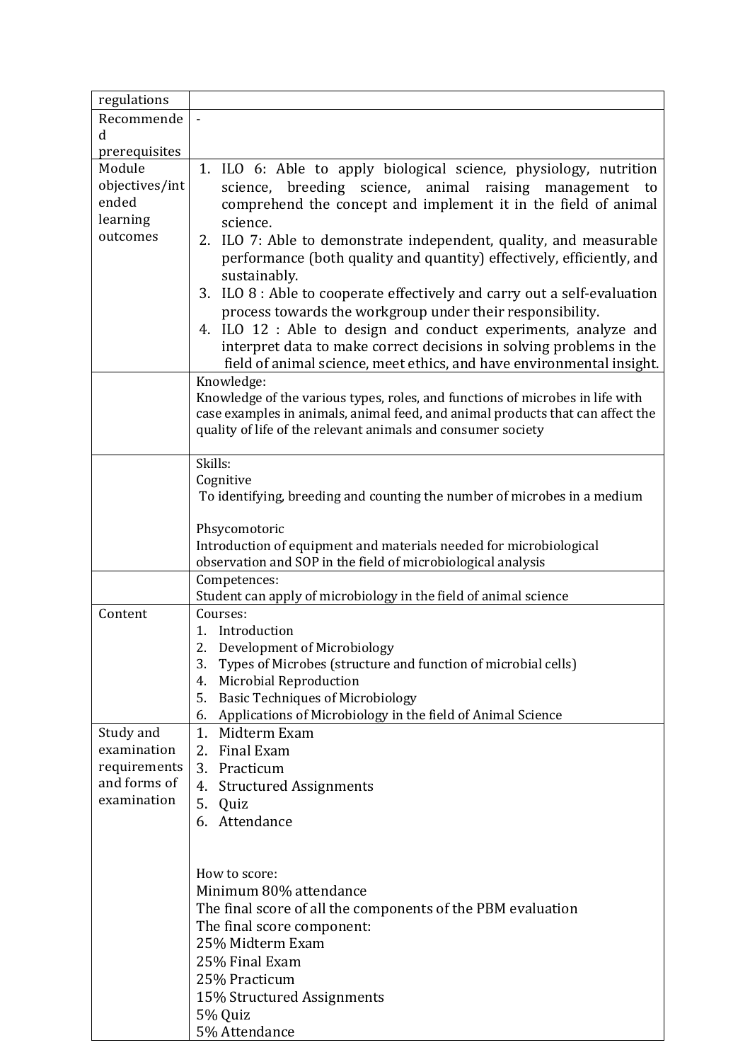| regulations | |
|---|---|
| Recommended prerequisites | - |
| Module objectives/intended learning outcomes | 1. ILO 6: Able to apply biological science, physiology, nutrition science, breeding science, animal raising management to comprehend the concept and implement it in the field of animal science.<br>2. ILO 7: Able to demonstrate independent, quality, and measurable performance (both quality and quantity) effectively, efficiently, and sustainably.<br>3. ILO 8 : Able to cooperate effectively and carry out a self-evaluation process towards the workgroup under their responsibility.<br>4. ILO 12 : Able to design and conduct experiments, analyze and interpret data to make correct decisions in solving problems in the field of animal science, meet ethics, and have environmental insight. |
| | Knowledge:<br>Knowledge of the various types, roles, and functions of microbes in life with case examples in animals, animal feed, and animal products that can affect the quality of life of the relevant animals and consumer society |
| | Skills:<br>Cognitive<br>To identifying, breeding and counting the number of microbes in a medium<br><br>Phsycomotoric<br>Introduction of equipment and materials needed for microbiological observation and SOP in the field of microbiological analysis |
| | Competences:<br>Student can apply of microbiology in the field of animal science |
| Content | Courses:<br>1. Introduction<br>2. Development of Microbiology<br>3. Types of Microbes (structure and function of microbial cells)<br>4. Microbial Reproduction<br>5. Basic Techniques of Microbiology<br>6. Applications of Microbiology in the field of Animal Science |
| Study and examination requirements and forms of examination | 1. Midterm Exam<br>2. Final Exam<br>3. Practicum<br>4. Structured Assignments<br>5. Quiz<br>6. Attendance<br><br>How to score:<br>Minimum 80% attendance<br>The final score of all the components of the PBM evaluation<br>The final score component:<br>25% Midterm Exam<br>25% Final Exam<br>25% Practicum<br>15% Structured Assignments<br>5% Quiz<br>5% Attendance |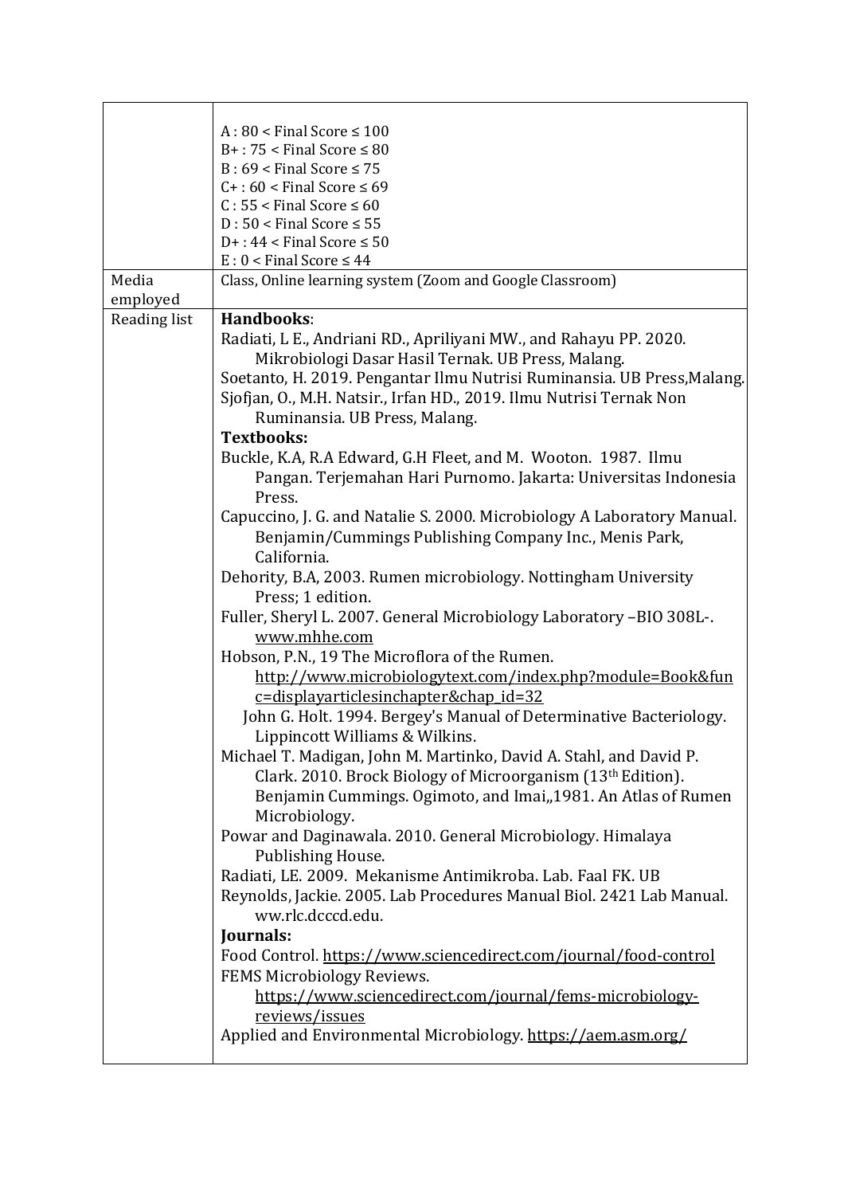| | |
|---|---|
| | A : 80 < Final Score ≤ 100<br>B+ : 75 < Final Score ≤ 80<br>B : 69 < Final Score ≤ 75<br>C+ : 60 < Final Score ≤ 69<br>C : 55 < Final Score ≤ 60<br>D : 50 < Final Score ≤ 55<br>D+ : 44 < Final Score ≤ 50<br>E : 0 < Final Score ≤ 44 |
| Media employed | Class, Online learning system (Zoom and Google Classroom) |
| Reading list | **Handbooks**:<br>Radiati, L E., Andriani RD., Apriliyani MW., and Rahayu PP. 2020. Mikrobiologi Dasar Hasil Ternak. UB Press, Malang.<br>Soetanto, H. 2019. Pengantar Ilmu Nutrisi Ruminansia. UB Press,Malang.<br>Sjofjan, O., M.H. Natsir., Irfan HD., 2019. Ilmu Nutrisi Ternak Non Ruminansia. UB Press, Malang.<br>**Textbooks:**<br>Buckle, K.A, R.A Edward, G.H Fleet, and M. Wooton. 1987. Ilmu Pangan. Terjemahan Hari Purnomo. Jakarta: Universitas Indonesia Press.<br>Capuccino, J. G. and Natalie S. 2000. Microbiology A Laboratory Manual. Benjamin/Cummings Publishing Company Inc., Menis Park, California.<br>Dehority, B.A, 2003. Rumen microbiology. Nottingham University Press; 1 edition.<br>Fuller, Sheryl L. 2007. General Microbiology Laboratory –BIO 308L-. www.mhhe.com<br>Hobson, P.N., 19 The Microflora of the Rumen. http://www.microbiologytext.com/index.php?module=Book&func=displayarticlesinchapter&chap_id=32<br>John G. Holt. 1994. Bergey's Manual of Determinative Bacteriology. Lippincott Williams & Wilkins.<br>Michael T. Madigan, John M. Martinko, David A. Stahl, and David P. Clark. 2010. Brock Biology of Microorganism (13th Edition). Benjamin Cummings. Ogimoto, and Imai,,1981. An Atlas of Rumen Microbiology.<br>Powar and Daginawala. 2010. General Microbiology. Himalaya Publishing House.<br>Radiati, LE. 2009. Mekanisme Antimikroba. Lab. Faal FK. UB<br>Reynolds, Jackie. 2005. Lab Procedures Manual Biol. 2421 Lab Manual. ww.rlc.dcccd.edu.<br>**Journals:**<br>Food Control. https://www.sciencedirect.com/journal/food-control<br>FEMS Microbiology Reviews. https://www.sciencedirect.com/journal/fems-microbiology-reviews/issues<br>Applied and Environmental Microbiology. https://aem.asm.org/ |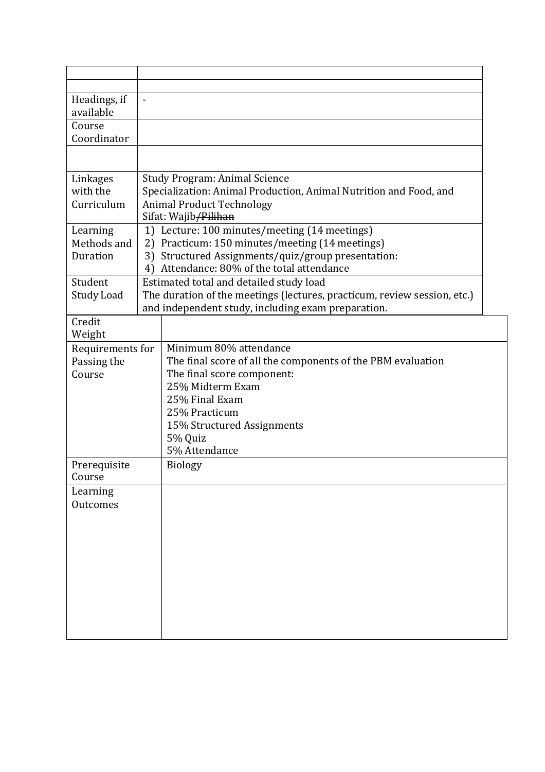| | |
|---|---|
| | |
| | |
| Headings, if available | - |
| Course Coordinator | |
| | |
| Linkages with the Curriculum | Study Program: Animal Science<br>Specialization: Animal Production, Animal Nutrition and Food, and Animal Product Technology<br>Sifat: Wajib~~/Pilihan~~ |
| Learning Methods and Duration | 1) Lecture: 100 minutes/meeting (14 meetings)<br>2) Practicum: 150 minutes/meeting (14 meetings)<br>3) Structured Assignments/quiz/group presentation:<br>4) Attendance: 80% of the total attendance |
| Student Study Load | Estimated total and detailed study load<br>The duration of the meetings (lectures, practicum, review session, etc.) and independent study, including exam preparation. |
| Credit Weight | |
| Requirements for Passing the Course | Minimum 80% attendance<br>The final score of all the components of the PBM evaluation<br>The final score component:<br>25% Midterm Exam<br>25% Final Exam<br>25% Practicum<br>15% Structured Assignments<br>5% Quiz<br>5% Attendance |
| Prerequisite Course | Biology |
| Learning Outcomes | |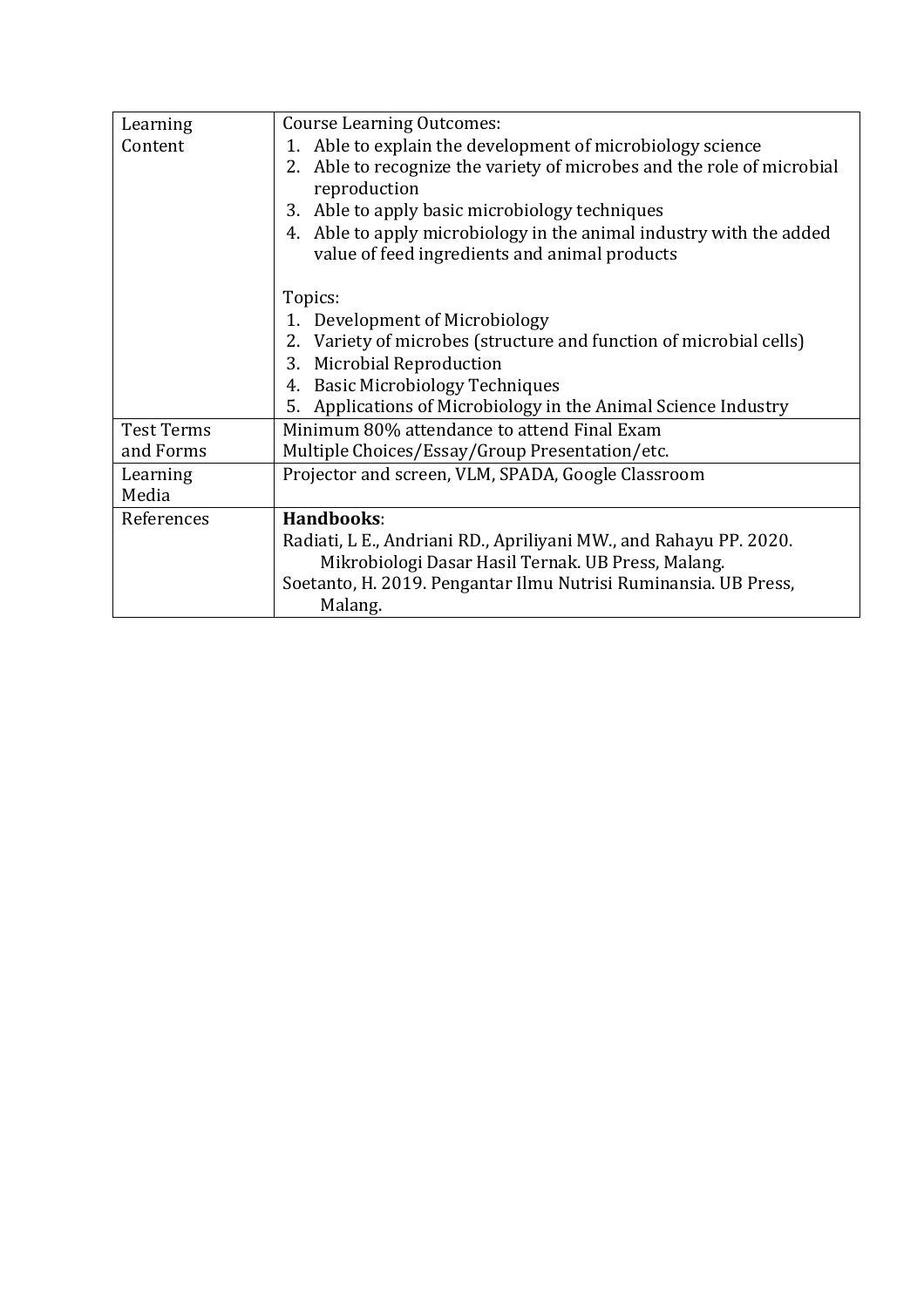| | |
|---|---|
| Learning Content | Course Learning Outcomes:<br>1. Able to explain the development of microbiology science<br>2. Able to recognize the variety of microbes and the role of microbial reproduction<br>3. Able to apply basic microbiology techniques<br>4. Able to apply microbiology in the animal industry with the added value of feed ingredients and animal products<br><br>Topics:<br>1. Development of Microbiology<br>2. Variety of microbes (structure and function of microbial cells)<br>3. Microbial Reproduction<br>4. Basic Microbiology Techniques<br>5. Applications of Microbiology in the Animal Science Industry |
| Test Terms and Forms | Minimum 80% attendance to attend Final Exam<br>Multiple Choices/Essay/Group Presentation/etc. |
| Learning Media | Projector and screen, VLM, SPADA, Google Classroom |
| References | **Handbooks**:<br>Radiati, L E., Andriani RD., Apriliyani MW., and Rahayu PP. 2020. Mikrobiologi Dasar Hasil Ternak. UB Press, Malang.<br>Soetanto, H. 2019. Pengantar Ilmu Nutrisi Ruminansia. UB Press, Malang. |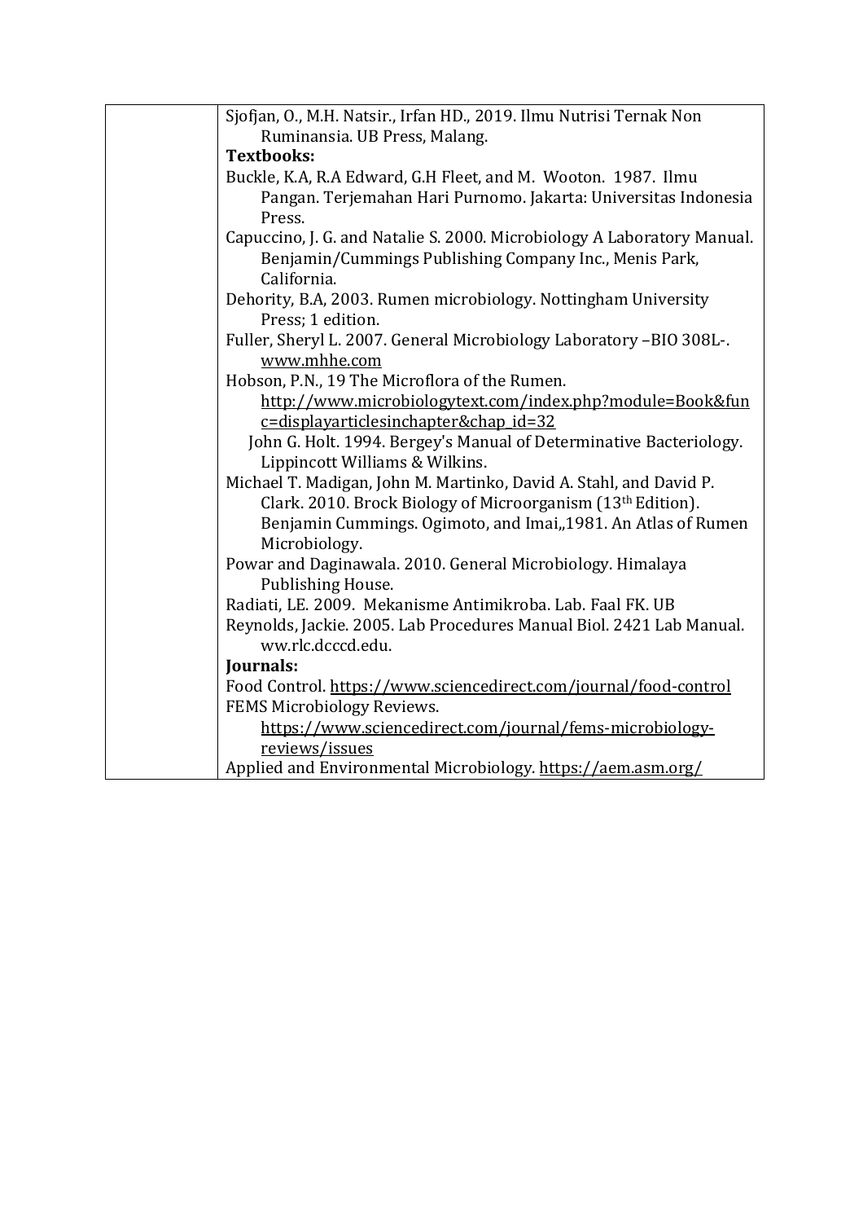| | |
|---|---|
| | Sjofjan, O., M.H. Natsir., Irfan HD., 2019. Ilmu Nutrisi Ternak Non Ruminansia. UB Press, Malang.<br>**Textbooks:**<br>Buckle, K.A, R.A Edward, G.H Fleet, and M. Wooton. 1987. Ilmu Pangan. Terjemahan Hari Purnomo. Jakarta: Universitas Indonesia Press.<br>Capuccino, J. G. and Natalie S. 2000. Microbiology A Laboratory Manual. Benjamin/Cummings Publishing Company Inc., Menis Park, California.<br>Dehority, B.A, 2003. Rumen microbiology. Nottingham University Press; 1 edition.<br>Fuller, Sheryl L. 2007. General Microbiology Laboratory –BIO 308L-. www.mhhe.com<br>Hobson, P.N., 19 The Microflora of the Rumen. http://www.microbiologytext.com/index.php?module=Book&func=displayarticlesinchapter&chap_id=32<br>John G. Holt. 1994. Bergey's Manual of Determinative Bacteriology. Lippincott Williams & Wilkins.<br>Michael T. Madigan, John M. Martinko, David A. Stahl, and David P. Clark. 2010. Brock Biology of Microorganism (13th Edition). Benjamin Cummings. Ogimoto, and Imai,,1981. An Atlas of Rumen Microbiology.<br>Powar and Daginawala. 2010. General Microbiology. Himalaya Publishing House.<br>Radiati, LE. 2009. Mekanisme Antimikroba. Lab. Faal FK. UB<br>Reynolds, Jackie. 2005. Lab Procedures Manual Biol. 2421 Lab Manual. ww.rlc.dcccd.edu.<br>**Journals:**<br>Food Control. https://www.sciencedirect.com/journal/food-control<br>FEMS Microbiology Reviews. https://www.sciencedirect.com/journal/fems-microbiology-reviews/issues<br>Applied and Environmental Microbiology. https://aem.asm.org/ |